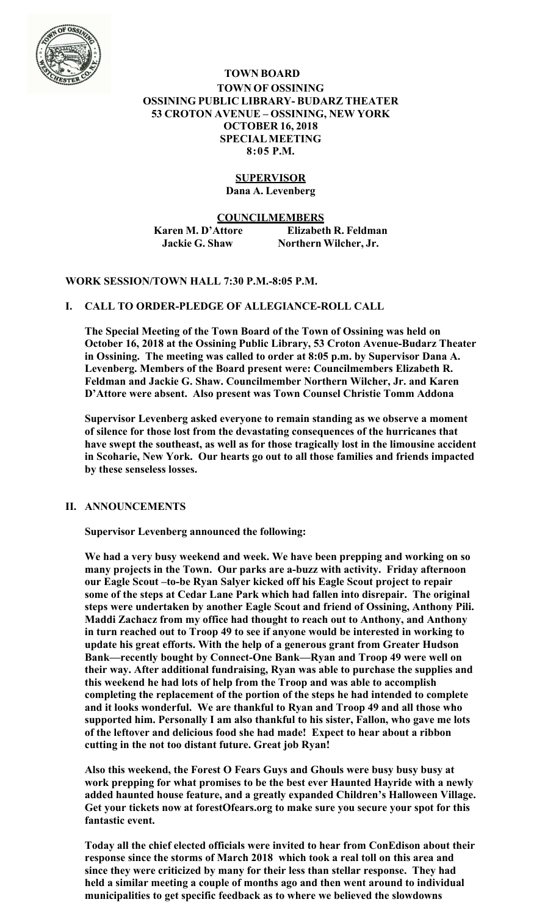# TOWN BOARD
## TOWN OF OSSINING
## OSSINING PUBLIC LIBRARY- BUDARZ THEATER
## 53 CROTON AVENUE – OSSINING, NEW YORK
## OCTOBER 16, 2018
## SPECIAL MEETING
## 8:05 P.M.

**SUPERVISOR**
**Dana A. Levenberg**

**COUNCILMEMBERS**

| | |
|---|---|
| **Karen M. D'Attore** | **Elizabeth R. Feldman** |
| **Jackie G. Shaw** | **Northern Wilcher, Jr.** |

**WORK SESSION/TOWN HALL 7:30 P.M.-8:05 P.M.**

## I. CALL TO ORDER-PLEDGE OF ALLEGIANCE-ROLL CALL

**The Special Meeting of the Town Board of the Town of Ossining was held on October 16, 2018 at the Ossining Public Library, 53 Croton Avenue-Budarz Theater in Ossining. The meeting was called to order at 8:05 p.m. by Supervisor Dana A. Levenberg. Members of the Board present were: Councilmembers Elizabeth R. Feldman and Jackie G. Shaw. Councilmember Northern Wilcher, Jr. and Karen D'Attore were absent. Also present was Town Counsel Christie Tomm Addona**

**Supervisor Levenberg asked everyone to remain standing as we observe a moment of silence for those lost from the devastating consequences of the hurricanes that have swept the southeast, as well as for those tragically lost in the limousine accident in Scoharie, New York. Our hearts go out to all those families and friends impacted by these senseless losses.**

## II. ANNOUNCEMENTS

**Supervisor Levenberg announced the following:**

**We had a very busy weekend and week. We have been prepping and working on so many projects in the Town. Our parks are a-buzz with activity. Friday afternoon our Eagle Scout –to-be Ryan Salyer kicked off his Eagle Scout project to repair some of the steps at Cedar Lane Park which had fallen into disrepair. The original steps were undertaken by another Eagle Scout and friend of Ossining, Anthony Pili. Maddi Zachacz from my office had thought to reach out to Anthony, and Anthony in turn reached out to Troop 49 to see if anyone would be interested in working to update his great efforts. With the help of a generous grant from Greater Hudson Bank—recently bought by Connect-One Bank—Ryan and Troop 49 were well on their way. After additional fundraising, Ryan was able to purchase the supplies and this weekend he had lots of help from the Troop and was able to accomplish completing the replacement of the portion of the steps he had intended to complete and it looks wonderful. We are thankful to Ryan and Troop 49 and all those who supported him. Personally I am also thankful to his sister, Fallon, who gave me lots of the leftover and delicious food she had made! Expect to hear about a ribbon cutting in the not too distant future. Great job Ryan!**

**Also this weekend, the Forest O Fears Guys and Ghouls were busy busy busy at work prepping for what promises to be the best ever Haunted Hayride with a newly added haunted house feature, and a greatly expanded Children's Halloween Village. Get your tickets now at forestOfears.org to make sure you secure your spot for this fantastic event.**

**Today all the chief elected officials were invited to hear from ConEdison about their response since the storms of March 2018 which took a real toll on this area and since they were criticized by many for their less than stellar response. They had held a similar meeting a couple of months ago and then went around to individual municipalities to get specific feedback as to where we believed the slowdowns**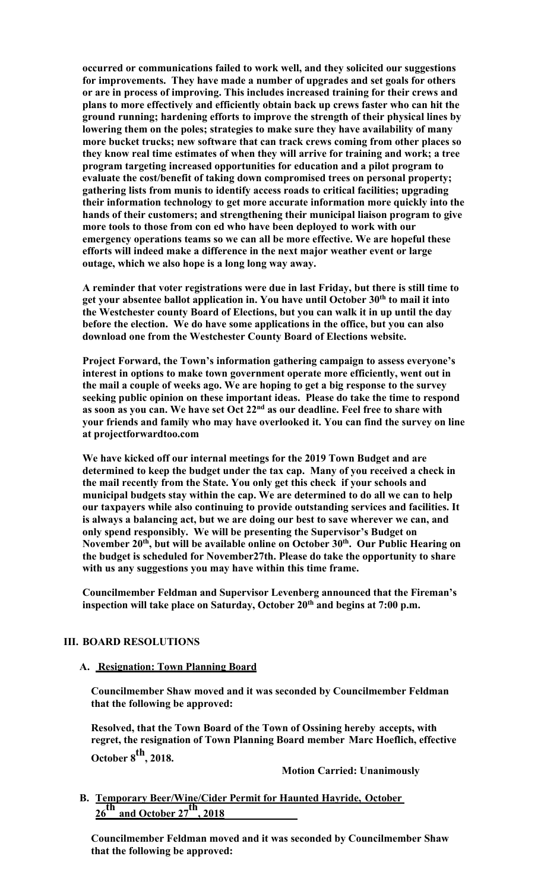**occurred or communications failed to work well, and they solicited our suggestions for improvements. They have made a number of upgrades and set goals for others or are in process of improving. This includes increased training for their crews and plans to more effectively and efficiently obtain back up crews faster who can hit the ground running; hardening efforts to improve the strength of their physical lines by lowering them on the poles; strategies to make sure they have availability of many more bucket trucks; new software that can track crews coming from other places so they know real time estimates of when they will arrive for training and work; a tree program targeting increased opportunities for education and a pilot program to evaluate the cost/benefit of taking down compromised trees on personal property; gathering lists from munis to identify access roads to critical facilities; upgrading their information technology to get more accurate information more quickly into the hands of their customers; and strengthening their municipal liaison program to give more tools to those from con ed who have been deployed to work with our emergency operations teams so we can all be more effective. We are hopeful these efforts will indeed make a difference in the next major weather event or large outage, which we also hope is a long long way away.**

**A reminder that voter registrations were due in last Friday, but there is still time to get your absentee ballot application in. You have until October 30th to mail it into the Westchester county Board of Elections, but you can walk it in up until the day before the election. We do have some applications in the office, but you can also download one from the Westchester County Board of Elections website.**

**Project Forward, the Town's information gathering campaign to assess everyone's interest in options to make town government operate more efficiently, went out in the mail a couple of weeks ago. We are hoping to get a big response to the survey seeking public opinion on these important ideas. Please do take the time to respond as soon as you can. We have set Oct 22nd as our deadline. Feel free to share with your friends and family who may have overlooked it. You can find the survey on line at projectforwardtoo.com**

**We have kicked off our internal meetings for the 2019 Town Budget and are determined to keep the budget under the tax cap. Many of you received a check in the mail recently from the State. You only get this check if your schools and municipal budgets stay within the cap. We are determined to do all we can to help our taxpayers while also continuing to provide outstanding services and facilities. It is always a balancing act, but we are doing our best to save wherever we can, and only spend responsibly. We will be presenting the Supervisor's Budget on November 20th, but will be available online on October 30th. Our Public Hearing on the budget is scheduled for November27th. Please do take the opportunity to share with us any suggestions you may have within this time frame.**

**Councilmember Feldman and Supervisor Levenberg announced that the Fireman's inspection will take place on Saturday, October 20th and begins at 7:00 p.m.**

## III. BOARD RESOLUTIONS

### A. Resignation: Town Planning Board

**Councilmember Shaw moved and it was seconded by Councilmember Feldman that the following be approved:**

**Resolved, that the Town Board of the Town of Ossining hereby accepts, with regret, the resignation of Town Planning Board member Marc Hoeflich, effective October 8th, 2018.**

**Motion Carried: Unanimously**

### B. Temporary Beer/Wine/Cider Permit for Haunted Hayride, October 26th and October 27th, 2018

**Councilmember Feldman moved and it was seconded by Councilmember Shaw that the following be approved:**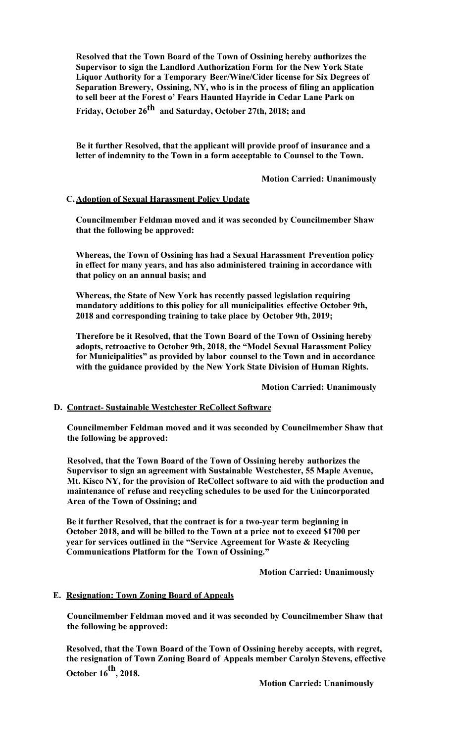**Resolved that the Town Board of the Town of Ossining hereby authorizes the Supervisor to sign the Landlord Authorization Form for the New York State Liquor Authority for a Temporary Beer/Wine/Cider license for Six Degrees of Separation Brewery, Ossining, NY, who is in the process of filing an application to sell beer at the Forest o' Fears Haunted Hayride in Cedar Lane Park on Friday, October 26th and Saturday, October 27th, 2018; and**

**Be it further Resolved, that the applicant will provide proof of insurance and a letter of indemnity to the Town in a form acceptable to Counsel to the Town.**

**Motion Carried: Unanimously**

**C. Adoption of Sexual Harassment Policy Update**

**Councilmember Feldman moved and it was seconded by Councilmember Shaw that the following be approved:**

**Whereas, the Town of Ossining has had a Sexual Harassment Prevention policy in effect for many years, and has also administered training in accordance with that policy on an annual basis; and**

**Whereas, the State of New York has recently passed legislation requiring mandatory additions to this policy for all municipalities effective October 9th, 2018 and corresponding training to take place by October 9th, 2019;**

**Therefore be it Resolved, that the Town Board of the Town of Ossining hereby adopts, retroactive to October 9th, 2018, the "Model Sexual Harassment Policy for Municipalities" as provided by labor counsel to the Town and in accordance with the guidance provided by the New York State Division of Human Rights.**

**Motion Carried: Unanimously**

**D. Contract- Sustainable Westchester ReCollect Software**

**Councilmember Feldman moved and it was seconded by Councilmember Shaw that the following be approved:**

**Resolved, that the Town Board of the Town of Ossining hereby authorizes the Supervisor to sign an agreement with Sustainable Westchester, 55 Maple Avenue, Mt. Kisco NY, for the provision of ReCollect software to aid with the production and maintenance of refuse and recycling schedules to be used for the Unincorporated Area of the Town of Ossining; and**

**Be it further Resolved, that the contract is for a two-year term beginning in October 2018, and will be billed to the Town at a price not to exceed $1700 per year for services outlined in the "Service Agreement for Waste & Recycling Communications Platform for the Town of Ossining."**

**Motion Carried: Unanimously**

**E. Resignation: Town Zoning Board of Appeals**

**Councilmember Feldman moved and it was seconded by Councilmember Shaw that the following be approved:**

**Resolved, that the Town Board of the Town of Ossining hereby accepts, with regret, the resignation of Town Zoning Board of Appeals member Carolyn Stevens, effective October 16th, 2018.**

**Motion Carried: Unanimously**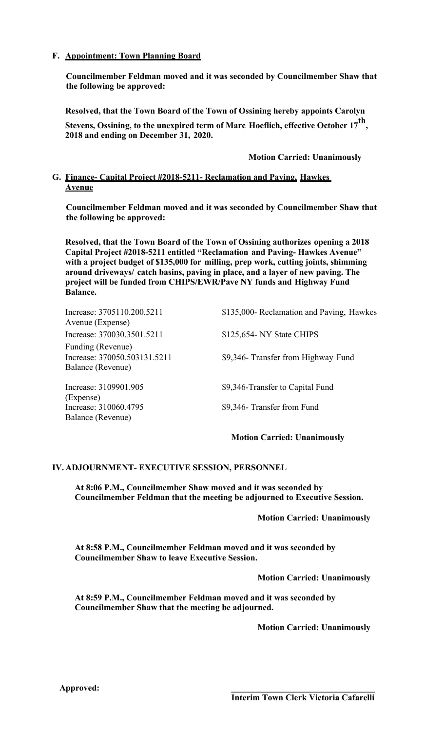**F. Appointment: Town Planning Board**

**Councilmember Feldman moved and it was seconded by Councilmember Shaw that the following be approved:**

**Resolved, that the Town Board of the Town of Ossining hereby appoints Carolyn Stevens, Ossining, to the unexpired term of Marc Hoeflich, effective October 17th, 2018 and ending on December 31, 2020.**

**Motion Carried: Unanimously**

**G. Finance- Capital Project #2018-5211- Reclamation and Paving, Hawkes Avenue**

**Councilmember Feldman moved and it was seconded by Councilmember Shaw that the following be approved:**

**Resolved, that the Town Board of the Town of Ossining authorizes opening a 2018 Capital Project #2018-5211 entitled "Reclamation and Paving- Hawkes Avenue" with a project budget of $135,000 for milling, prep work, cutting joints, shimming around driveways/ catch basins, paving in place, and a layer of new paving. The project will be funded from CHIPS/EWR/Pave NY funds and Highway Fund Balance.**

| | |
|---|---|
| Increase: 3705110.200.5211 | $135,000- Reclamation and Paving, Hawkes Avenue (Expense) |
| Increase: 370030.3501.5211 | $125,654- NY State CHIPS Funding (Revenue) |
| Increase: 370050.503131.5211 | $9,346- Transfer from Highway Fund Balance (Revenue) |
| Increase: 3109901.905 | $9,346-Transfer to Capital Fund (Expense) |
| Increase: 310060.4795 | $9,346- Transfer from Fund Balance (Revenue) |

**Motion Carried: Unanimously**

**IV. ADJOURNMENT- EXECUTIVE SESSION, PERSONNEL**

**At 8:06 P.M., Councilmember Shaw moved and it was seconded by Councilmember Feldman that the meeting be adjourned to Executive Session.**

**Motion Carried: Unanimously**

**At 8:58 P.M., Councilmember Feldman moved and it was seconded by Councilmember Shaw to leave Executive Session.**

**Motion Carried: Unanimously**

**At 8:59 P.M., Councilmember Feldman moved and it was seconded by Councilmember Shaw that the meeting be adjourned.**

**Motion Carried: Unanimously**

**Approved:** ______________________________

**Interim Town Clerk Victoria Cafarelli**